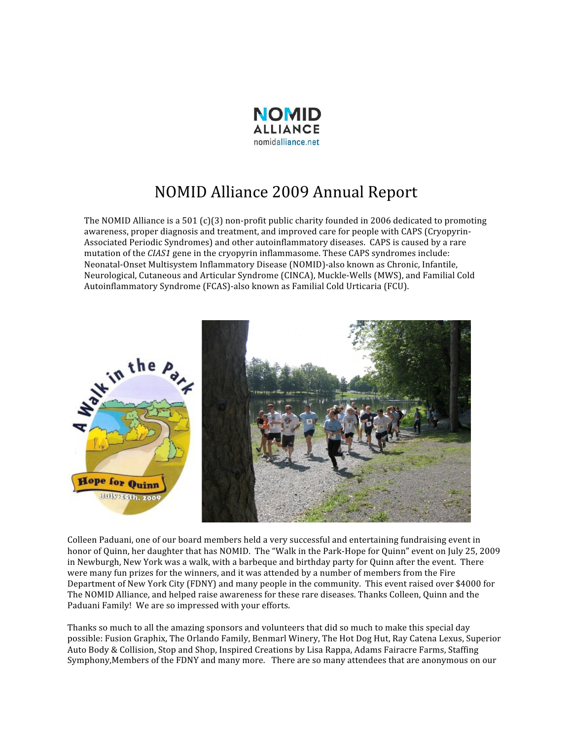# NOMID Alliance 2009 Annual Report

The NOMID Alliance is a 501 (c)(3) non-profit public charity founded in 2006 dedicated to promoting awareness, proper diagnosis and treatment, and improved care for people with CAPS (Cryopyrin-Associated Periodic Syndromes) and other autoinflammatory diseases. CAPS is caused by a rare mutation of the *CIAS1* gene in the cryopyrin inflammasome. These CAPS syndromes include: Neonatal-Onset Multisystem Inflammatory Disease (NOMID)-also known as Chronic, Infantile, Neurological, Cutaneous and Articular Syndrome (CINCA), Muckle-Wells (MWS), and Familial Cold Autoinflammatory Syndrome (FCAS)-also known as Familial Cold Urticaria (FCU).

Colleen Paduani, one of our board members held a very successful and entertaining fundraising event in honor of Quinn, her daughter that has NOMID. The "Walk in the Park-Hope for Quinn" event on July 25, 2009 in Newburgh, New York was a walk, with a barbeque and birthday party for Quinn after the event. There were many fun prizes for the winners, and it was attended by a number of members from the Fire Department of New York City (FDNY) and many people in the community. This event raised over $4000 for The NOMID Alliance, and helped raise awareness for these rare diseases. Thanks Colleen, Quinn and the Paduani Family! We are so impressed with your efforts.

Thanks so much to all the amazing sponsors and volunteers that did so much to make this special day possible: Fusion Graphix, The Orlando Family, Benmarl Winery, The Hot Dog Hut, Ray Catena Lexus, Superior Auto Body & Collision, Stop and Shop, Inspired Creations by Lisa Rappa, Adams Fairacre Farms, Staffing Symphony,Members of the FDNY and many more. There are so many attendees that are anonymous on our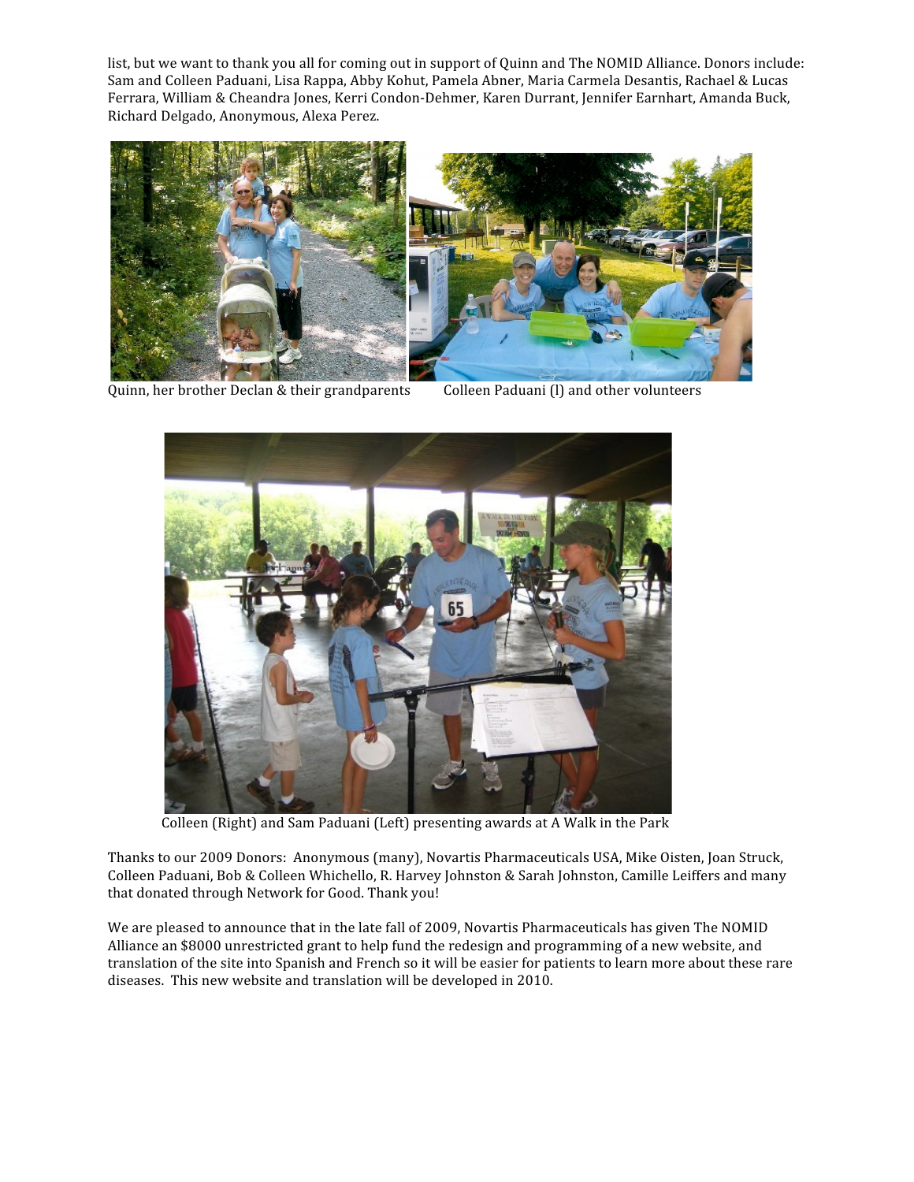list, but we want to thank you all for coming out in support of Quinn and The NOMID Alliance. Donors include: Sam and Colleen Paduani, Lisa Rappa, Abby Kohut, Pamela Abner, Maria Carmela Desantis, Rachael & Lucas Ferrara, William & Cheandra Jones, Kerri Condon-Dehmer, Karen Durrant, Jennifer Earnhart, Amanda Buck, Richard Delgado, Anonymous, Alexa Perez.

Quinn, her brother Declan & their grandparents

Colleen Paduani (l) and other volunteers

Colleen (Right) and Sam Paduani (Left) presenting awards at A Walk in the Park

Thanks to our 2009 Donors: Anonymous (many), Novartis Pharmaceuticals USA, Mike Oisten, Joan Struck, Colleen Paduani, Bob & Colleen Whichello, R. Harvey Johnston & Sarah Johnston, Camille Leiffers and many that donated through Network for Good. Thank you!

We are pleased to announce that in the late fall of 2009, Novartis Pharmaceuticals has given The NOMID Alliance an $8000 unrestricted grant to help fund the redesign and programming of a new website, and translation of the site into Spanish and French so it will be easier for patients to learn more about these rare diseases. This new website and translation will be developed in 2010.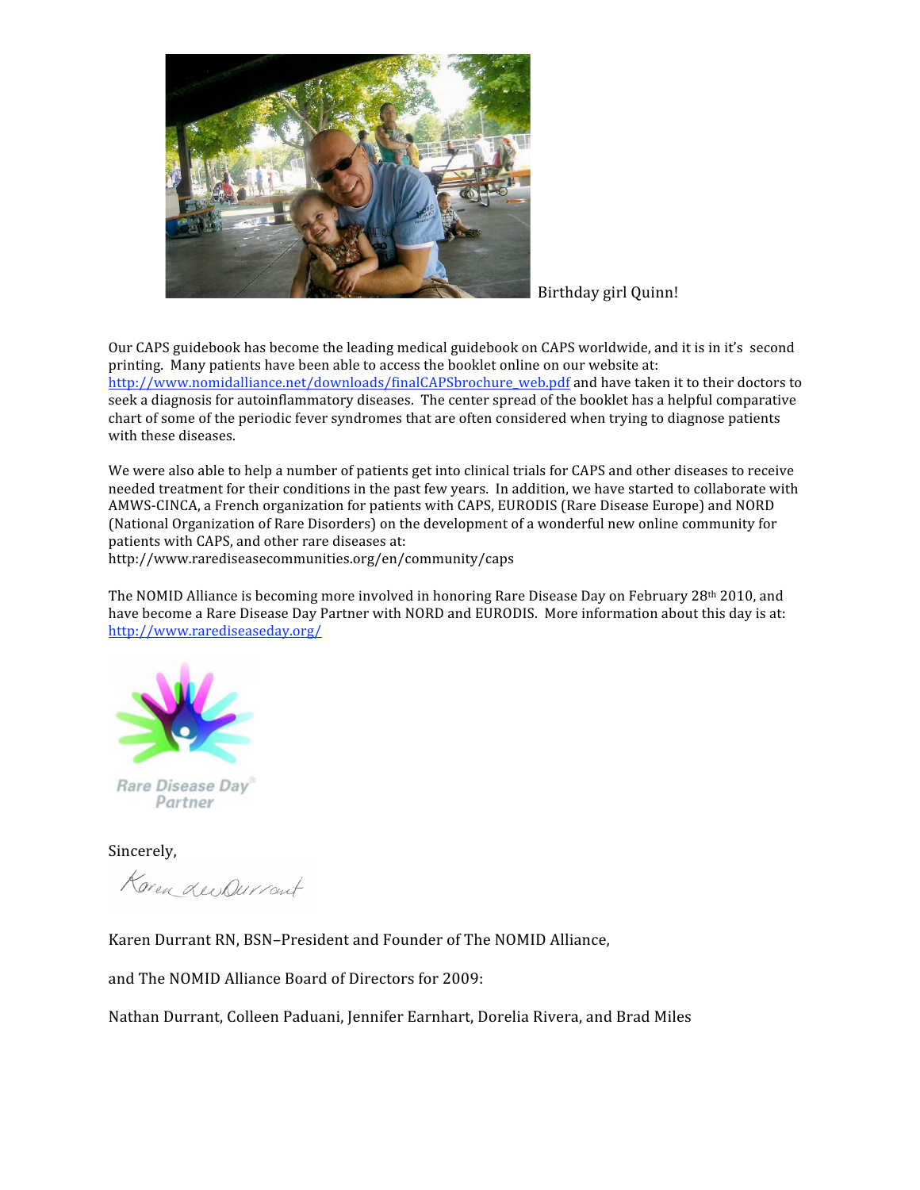Birthday girl Quinn!

Our CAPS guidebook has become the leading medical guidebook on CAPS worldwide, and it is in it's second printing. Many patients have been able to access the booklet online on our website at: http://www.nomidalliance.net/downloads/finalCAPSbrochure_web.pdf and have taken it to their doctors to seek a diagnosis for autoinflammatory diseases. The center spread of the booklet has a helpful comparative chart of some of the periodic fever syndromes that are often considered when trying to diagnose patients with these diseases.

We were also able to help a number of patients get into clinical trials for CAPS and other diseases to receive needed treatment for their conditions in the past few years. In addition, we have started to collaborate with AMWS-CINCA, a French organization for patients with CAPS, EURODIS (Rare Disease Europe) and NORD (National Organization of Rare Disorders) on the development of a wonderful new online community for patients with CAPS, and other rare diseases at: http://www.rarediseasecommunities.org/en/community/caps

The NOMID Alliance is becoming more involved in honoring Rare Disease Day on February 28th 2010, and have become a Rare Disease Day Partner with NORD and EURODIS. More information about this day is at: http://www.rarediseaseday.org/

Rare Disease Day Partner

Sincerely,

Karen Durrant RN, BSN–President and Founder of The NOMID Alliance,

and The NOMID Alliance Board of Directors for 2009:

Nathan Durrant, Colleen Paduani, Jennifer Earnhart, Dorelia Rivera, and Brad Miles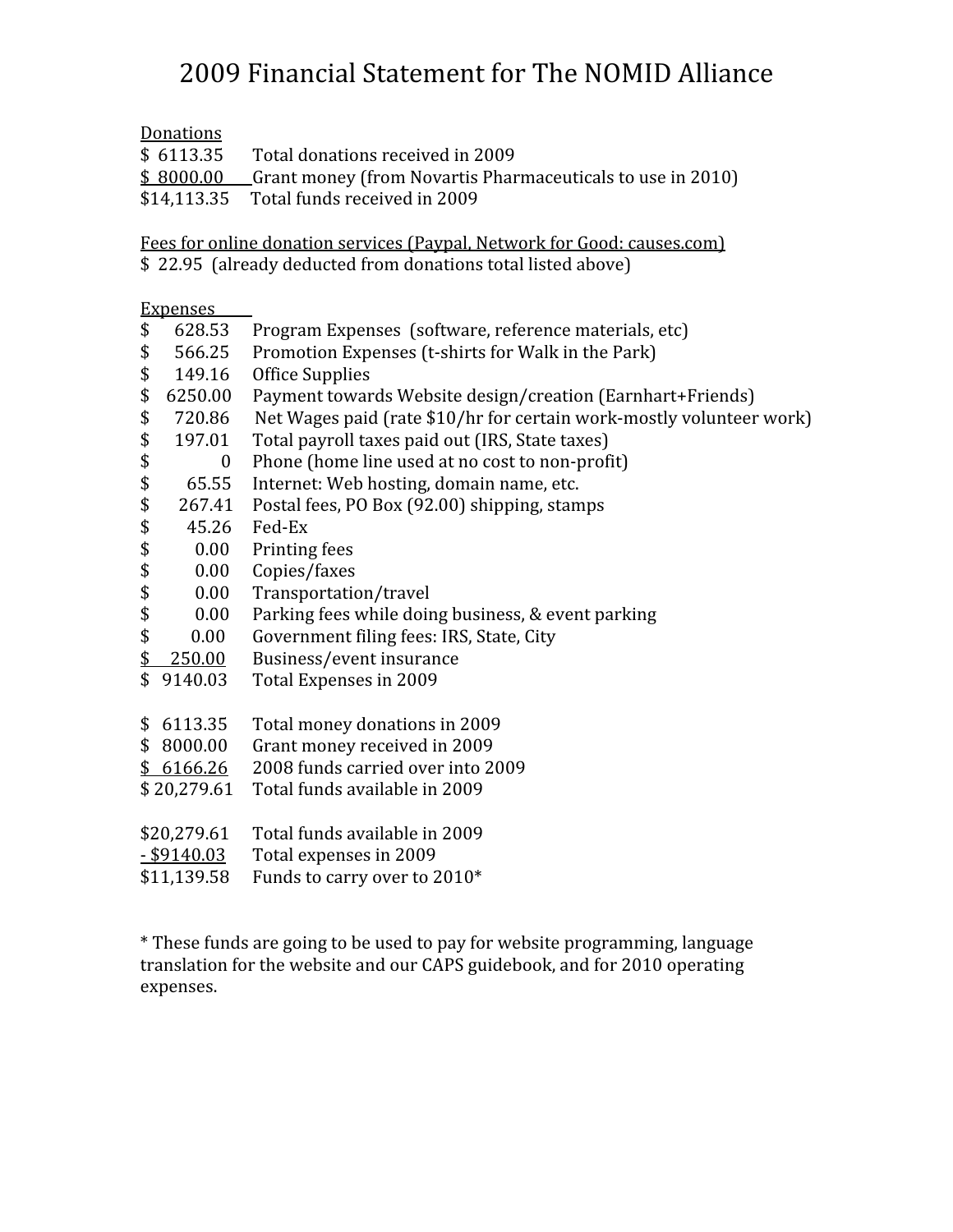# 2009 Financial Statement for The NOMID Alliance

Donations

| | |
|---|---|
| $ 6113.35 | Total donations received in 2009 |
| $ 8000.00 | Grant money (from Novartis Pharmaceuticals to use in 2010) |
| $14,113.35 | Total funds received in 2009 |

Fees for online donation services (Paypal, Network for Good: causes.com)

$ 22.95 (already deducted from donations total listed above)

Expenses

| | |
|---|---|
| $ 628.53 | Program Expenses (software, reference materials, etc) |
| $ 566.25 | Promotion Expenses (t-shirts for Walk in the Park) |
| $ 149.16 | Office Supplies |
| $ 6250.00 | Payment towards Website design/creation (Earnhart+Friends) |
| $ 720.86 | Net Wages paid (rate $10/hr for certain work-mostly volunteer work) |
| $ 197.01 | Total payroll taxes paid out (IRS, State taxes) |
| $ 0 | Phone (home line used at no cost to non-profit) |
| $ 65.55 | Internet: Web hosting, domain name, etc. |
| $ 267.41 | Postal fees, PO Box (92.00) shipping, stamps |
| $ 45.26 | Fed-Ex |
| $ 0.00 | Printing fees |
| $ 0.00 | Copies/faxes |
| $ 0.00 | Transportation/travel |
| $ 0.00 | Parking fees while doing business, & event parking |
| $ 0.00 | Government filing fees: IRS, State, City |
| $ 250.00 | Business/event insurance |
| $ 9140.03 | Total Expenses in 2009 |

| | |
|---|---|
| $ 6113.35 | Total money donations in 2009 |
| $ 8000.00 | Grant money received in 2009 |
| $ 6166.26 | 2008 funds carried over into 2009 |
| $ 20,279.61 | Total funds available in 2009 |

| | |
|---|---|
| $20,279.61 | Total funds available in 2009 |
| - $9140.03 | Total expenses in 2009 |
| $11,139.58 | Funds to carry over to 2010* |

* These funds are going to be used to pay for website programming, language translation for the website and our CAPS guidebook, and for 2010 operating expenses.